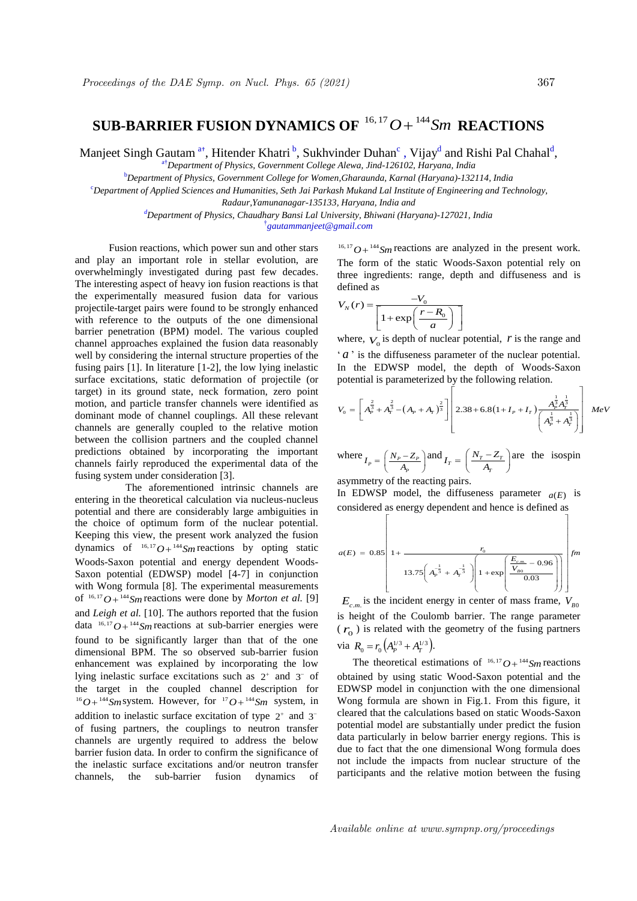# SUB-BARRIER FUSION DYNAMICS OF $^{16,17}O+^{144}Sm$ REACTIONS

Manjeet Singh Gautam [a†], Hitender Khatri [b], Sukhvinder Duhan[c], Vijay[d] and Rishi Pal Chahal[d],

[a†] *Department of Physics, Government College Alewa, Jind-126102, Haryana, India*

[b] *Department of Physics, Government College for Women,Gharaunda, Karnal (Haryana)-132114, India*

[c] *Department of Applied Sciences and Humanities, Seth Jai Parkash Mukand Lal Institute of Engineering and Technology, Radaur,Yamunanagar-135133, Haryana, India and*

[d] *Department of Physics, Chaudhary Bansi Lal University, Bhiwani (Haryana)-127021, India*

[†] *gautammanjeet@gmail.com*

Fusion reactions, which power sun and other stars and play an important role in stellar evolution, are overwhelmingly investigated during past few decades. The interesting aspect of heavy ion fusion reactions is that the experimentally measured fusion data for various projectile-target pairs were found to be strongly enhanced with reference to the outputs of the one dimensional barrier penetration (BPM) model. The various coupled channel approaches explained the fusion data reasonably well by considering the internal structure properties of the fusing pairs [1]. In literature [1-2], the low lying inelastic surface excitations, static deformation of projectile (or target) in its ground state, neck formation, zero point motion, and particle transfer channels were identified as dominant mode of channel couplings. All these relevant channels are generally coupled to the relative motion between the collision partners and the coupled channel predictions obtained by incorporating the important channels fairly reproduced the experimental data of the fusing system under consideration [3].

The aforementioned intrinsic channels are entering in the theoretical calculation via nucleus-nucleus potential and there are considerably large ambiguities in the choice of optimum form of the nuclear potential. Keeping this view, the present work analyzed the fusion dynamics of $^{16,17}O+^{144}Sm$ reactions by opting static Woods-Saxon potential and energy dependent Woods-Saxon potential (EDWSP) model [4-7] in conjunction with Wong formula [8]. The experimental measurements of $^{16,17}O+^{144}Sm$ reactions were done by *Morton et al.* [9] and *Leigh et al.* [10]. The authors reported that the fusion data $^{16,17}O+^{144}Sm$ reactions at sub-barrier energies were found to be significantly larger than that of the one dimensional BPM. The so observed sub-barrier fusion enhancement was explained by incorporating the low lying inelastic surface excitations such as $2^+$ and $3^-$ of the target in the coupled channel description for $^{16}O+^{144}Sm$ system. However, for $^{17}O+^{144}Sm$ system, in addition to inelastic surface excitation of type $2^+$ and $3^-$ of fusing partners, the couplings to neutron transfer channels are urgently required to address the below barrier fusion data. In order to confirm the significance of the inelastic surface excitations and/or neutron transfer channels, the sub-barrier fusion dynamics of $^{16,17}O+^{144}Sm$ reactions are analyzed in the present work. The form of the static Woods-Saxon potential rely on three ingredients: range, depth and diffuseness and is defined as

$$V_N(r)=\frac{-V_0}{\left[1+\exp\left(\frac{r-R_0}{a}\right)\right]}$$

where, $V_0$ is depth of nuclear potential, $r$ is the range and '$a$' is the diffuseness parameter of the nuclear potential. In the EDWSP model, the depth of Woods-Saxon potential is parameterized by the following relation.

$$V_0=\left[A_P^{\frac{2}{3}}+A_T^{\frac{2}{3}}-\left(A_P+A_T\right)^{\frac{2}{3}}\right]\left[2.38+6.8\left(1+I_P+I_T\right)\frac{A_P^{\frac{1}{3}}A_T^{\frac{1}{3}}}{\left(A_P^{\frac{1}{3}}+A_T^{\frac{1}{3}}\right)}\right]\ MeV$$

where $I_P=\left(\frac{N_P-Z_P}{A_P}\right)$ and $I_T=\left(\frac{N_T-Z_T}{A_T}\right)$ are the isospin asymmetry of the reacting pairs.

In EDWSP model, the diffuseness parameter $a(E)$ is considered as energy dependent and hence is defined as

$$a(E)=0.85\left[1+\frac{r_0}{13.75\left(A_P^{-\frac{1}{3}}+A_T^{-\frac{1}{3}}\right)\left(1+\exp\left(\frac{\frac{E_{c.m.}}{V_{B0}}-0.96}{0.03}\right)\right)}\right]fm$$

$E_{c.m.}$ is the incident energy in center of mass frame, $V_{B0}$ is height of the Coulomb barrier. The range parameter ($r_0$) is related with the geometry of the fusing partners via $R_0=r_0\left(A_P^{1/3}+A_T^{1/3}\right)$.

The theoretical estimations of $^{16,17}O+^{144}Sm$ reactions obtained by using static Wood-Saxon potential and the EDWSP model in conjunction with the one dimensional Wong formula are shown in Fig.1. From this figure, it cleared that the calculations based on static Woods-Saxon potential model are substantially under predict the fusion data particularly in below barrier energy regions. This is due to fact that the one dimensional Wong formula does not include the impacts from nuclear structure of the participants and the relative motion between the fusing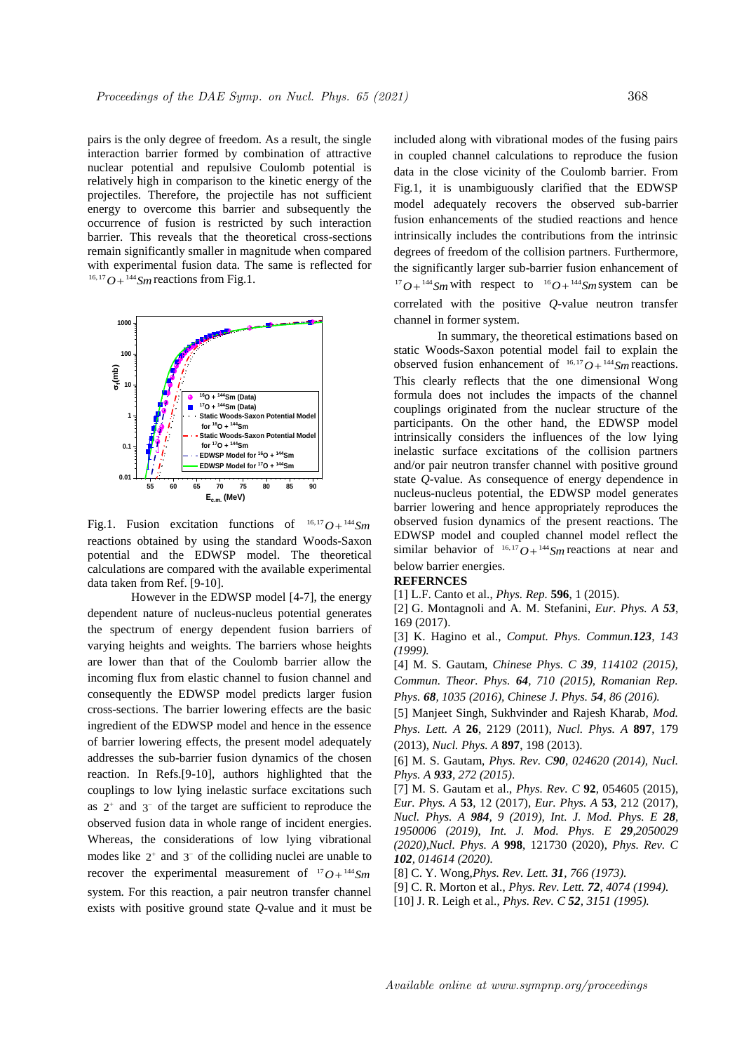pairs is the only degree of freedom. As a result, the single interaction barrier formed by combination of attractive nuclear potential and repulsive Coulomb potential is relatively high in comparison to the kinetic energy of the projectiles. Therefore, the projectile has not sufficient energy to overcome this barrier and subsequently the occurrence of fusion is restricted by such interaction barrier. This reveals that the theoretical cross-sections remain significantly smaller in magnitude when compared with experimental fusion data. The same is reflected for $^{16,17}O+^{144}Sm$ reactions from Fig.1.

1000
100
10
1
0.1
0.01
$\sigma_F$(mb)
55 60 65 70 75 80 85 90
$E_{c.m.}$ (MeV)
$^{16}$O + $^{144}$Sm (Data)
$^{17}$O + $^{144}$Sm (Data)
Static Woods-Saxon Potential Model for $^{16}$O + $^{144}$Sm
Static Woods-Saxon Potential Model for $^{17}$O + $^{144}$Sm
EDWSP Model for $^{16}$O + $^{144}$Sm
EDWSP Model for $^{17}$O + $^{144}$Sm

Fig.1. Fusion excitation functions of $^{16,17}O+^{144}Sm$ reactions obtained by using the standard Woods-Saxon potential and the EDWSP model. The theoretical calculations are compared with the available experimental data taken from Ref. [9-10].

However in the EDWSP model [4-7], the energy dependent nature of nucleus-nucleus potential generates the spectrum of energy dependent fusion barriers of varying heights and weights. The barriers whose heights are lower than that of the Coulomb barrier allow the incoming flux from elastic channel to fusion channel and consequently the EDWSP model predicts larger fusion cross-sections. The barrier lowering effects are the basic ingredient of the EDWSP model and hence in the essence of barrier lowering effects, the present model adequately addresses the sub-barrier fusion dynamics of the chosen reaction. In Refs.[9-10], authors highlighted that the couplings to low lying inelastic surface excitations such as $2^+$ and $3^-$ of the target are sufficient to reproduce the observed fusion data in whole range of incident energies. Whereas, the considerations of low lying vibrational modes like $2^+$ and $3^-$ of the colliding nuclei are unable to recover the experimental measurement of $^{17}O+^{144}Sm$ system. For this reaction, a pair neutron transfer channel exists with positive ground state *Q*-value and it must be included along with vibrational modes of the fusing pairs in coupled channel calculations to reproduce the fusion data in the close vicinity of the Coulomb barrier. From Fig.1, it is unambiguously clarified that the EDWSP model adequately recovers the observed sub-barrier fusion enhancements of the studied reactions and hence intrinsically includes the contributions from the intrinsic degrees of freedom of the collision partners. Furthermore, the significantly larger sub-barrier fusion enhancement of $^{17}O+^{144}Sm$ with respect to $^{16}O+^{144}Sm$ system can be correlated with the positive *Q*-value neutron transfer channel in former system.

In summary, the theoretical estimations based on static Woods-Saxon potential model fail to explain the observed fusion enhancement of $^{16,17}O+^{144}Sm$ reactions. This clearly reflects that the one dimensional Wong formula does not includes the impacts of the channel couplings originated from the nuclear structure of the participants. On the other hand, the EDWSP model intrinsically considers the influences of the low lying inelastic surface excitations of the collision partners and/or pair neutron transfer channel with positive ground state *Q*-value. As consequence of energy dependence in nucleus-nucleus potential, the EDWSP model generates barrier lowering and hence appropriately reproduces the observed fusion dynamics of the present reactions. The EDWSP model and coupled channel model reflect the similar behavior of $^{16,17}O+^{144}Sm$ reactions at near and below barrier energies.

## REFERNCES

[1] L.F. Canto et al., *Phys. Rep.* **596**, 1 (2015).

[2] G. Montagnoli and A. M. Stefanini, *Eur. Phys. A 53*, 169 (2017).

[3] K. Hagino et al., *Comput. Phys. Commun.123, 143 (1999).*

[4] M. S. Gautam, *Chinese Phys. C 39, 114102 (2015), Commun. Theor. Phys. 64, 710 (2015), Romanian Rep. Phys. 68, 1035 (2016), Chinese J. Phys. 54, 86 (2016).*

[5] Manjeet Singh, Sukhvinder and Rajesh Kharab, *Mod. Phys. Lett. A* **26**, 2129 (2011), *Nucl. Phys. A* **897**, 179 (2013), *Nucl. Phys. A* **897**, 198 (2013).

[6] M. S. Gautam, *Phys. Rev. C90, 024620 (2014), Nucl. Phys. A 933, 272 (2015).*

[7] M. S. Gautam et al., *Phys. Rev. C* **92**, 054605 (2015), *Eur. Phys. A* **53**, 12 (2017), *Eur. Phys. A* **53**, 212 (2017), *Nucl. Phys. A 984, 9 (2019), Int. J. Mod. Phys. E 28, 1950006 (2019), Int. J. Mod. Phys. E 29,2050029 (2020),Nucl. Phys. A* **998**, 121730 (2020), *Phys. Rev. C 102, 014614 (2020).*

[8] C. Y. Wong,*Phys. Rev. Lett. 31, 766 (1973).*

[9] C. R. Morton et al., *Phys. Rev. Lett. 72, 4074 (1994).*

[10] J. R. Leigh et al., *Phys. Rev. C 52, 3151 (1995).*